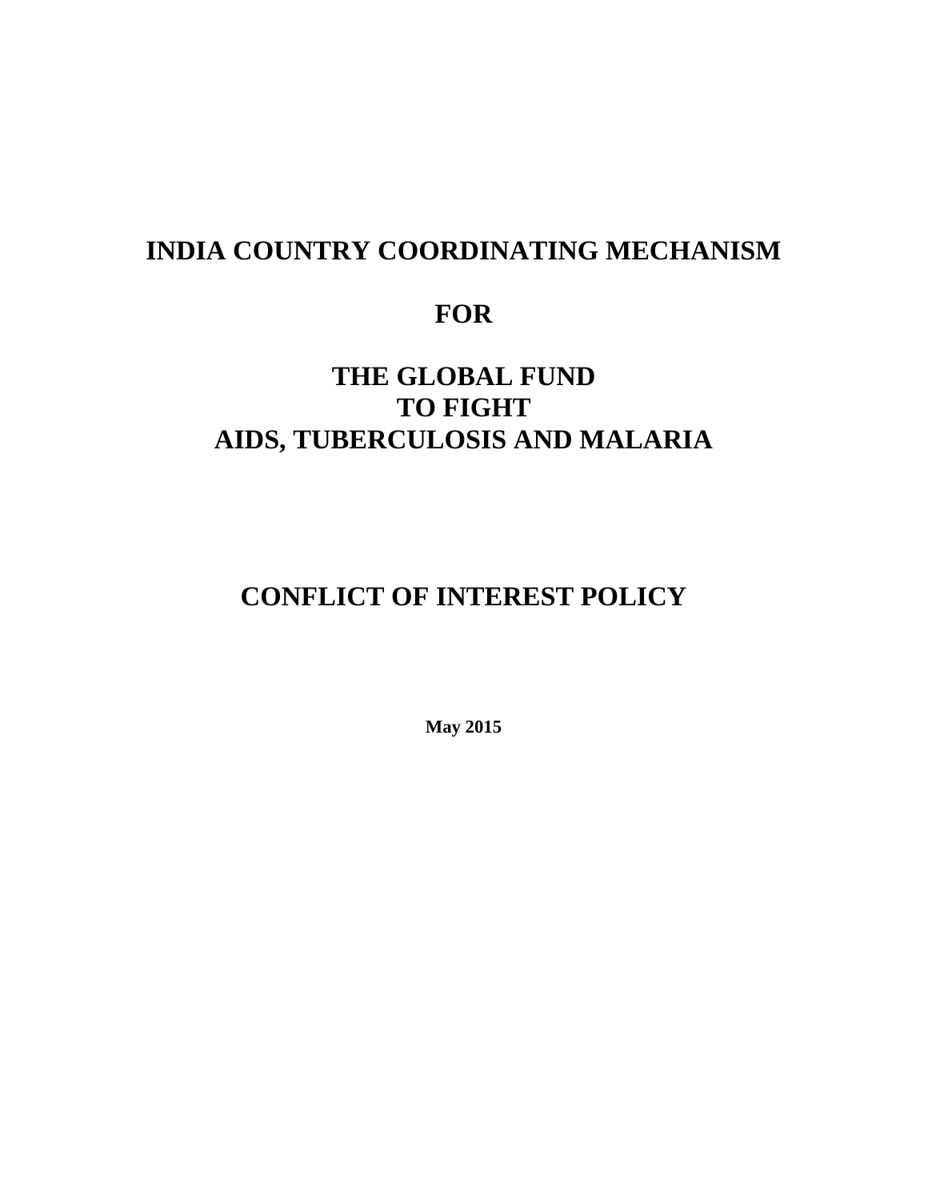# INDIA COUNTRY COORDINATING MECHANISM

# FOR

# THE GLOBAL FUND TO FIGHT AIDS, TUBERCULOSIS AND MALARIA

# CONFLICT OF INTEREST POLICY

**May 2015**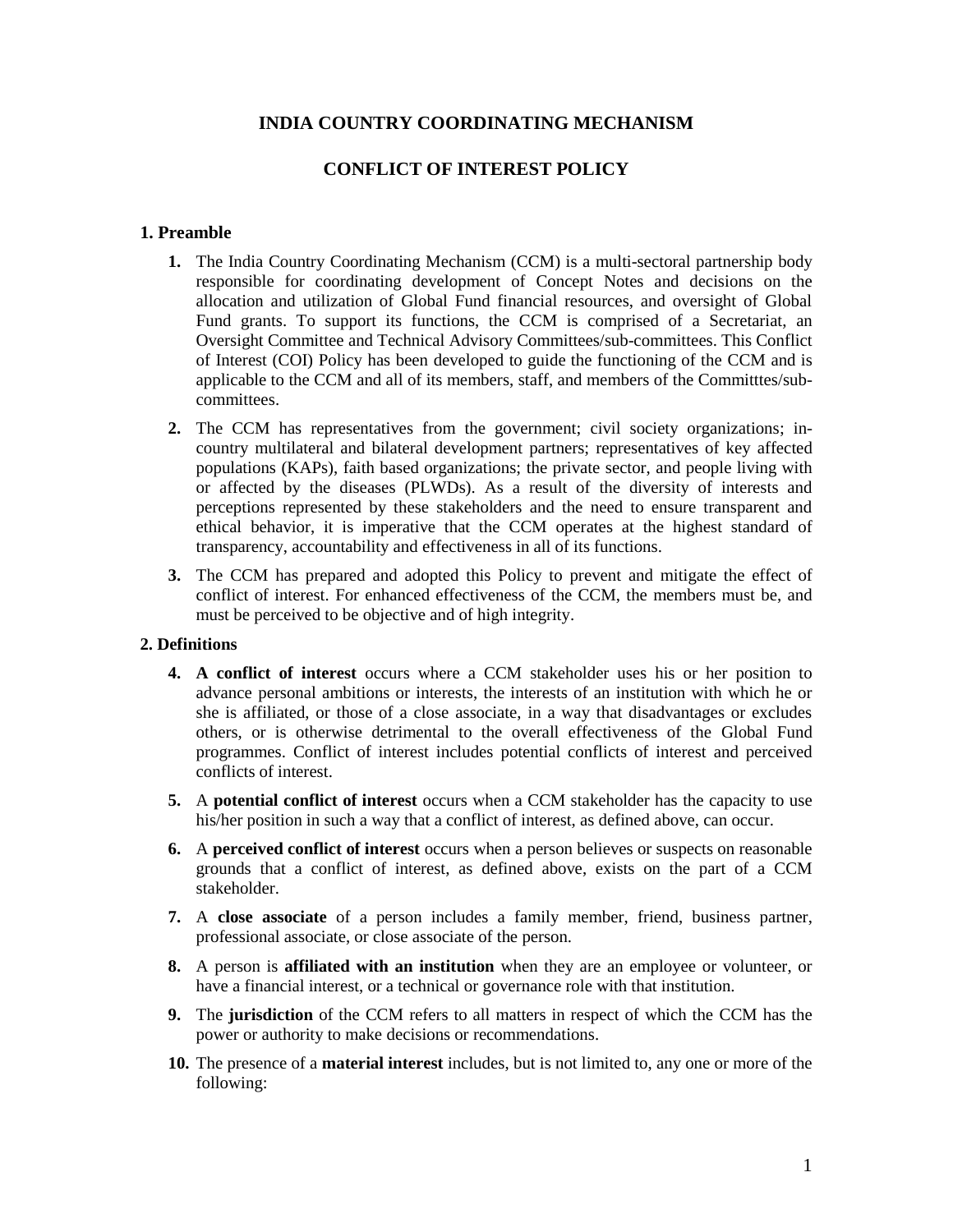# INDIA COUNTRY COORDINATING MECHANISM

# CONFLICT OF INTEREST POLICY

## 1. Preamble

1. The India Country Coordinating Mechanism (CCM) is a multi-sectoral partnership body responsible for coordinating development of Concept Notes and decisions on the allocation and utilization of Global Fund financial resources, and oversight of Global Fund grants. To support its functions, the CCM is comprised of a Secretariat, an Oversight Committee and Technical Advisory Committees/sub-committees. This Conflict of Interest (COI) Policy has been developed to guide the functioning of the CCM and is applicable to the CCM and all of its members, staff, and members of the Committtes/sub-committees.

2. The CCM has representatives from the government; civil society organizations; in-country multilateral and bilateral development partners; representatives of key affected populations (KAPs), faith based organizations; the private sector, and people living with or affected by the diseases (PLWDs). As a result of the diversity of interests and perceptions represented by these stakeholders and the need to ensure transparent and ethical behavior, it is imperative that the CCM operates at the highest standard of transparency, accountability and effectiveness in all of its functions.

3. The CCM has prepared and adopted this Policy to prevent and mitigate the effect of conflict of interest. For enhanced effectiveness of the CCM, the members must be, and must be perceived to be objective and of high integrity.

## 2. Definitions

4. **A conflict of interest** occurs where a CCM stakeholder uses his or her position to advance personal ambitions or interests, the interests of an institution with which he or she is affiliated, or those of a close associate, in a way that disadvantages or excludes others, or is otherwise detrimental to the overall effectiveness of the Global Fund programmes. Conflict of interest includes potential conflicts of interest and perceived conflicts of interest.

5. A **potential conflict of interest** occurs when a CCM stakeholder has the capacity to use his/her position in such a way that a conflict of interest, as defined above, can occur.

6. A **perceived conflict of interest** occurs when a person believes or suspects on reasonable grounds that a conflict of interest, as defined above, exists on the part of a CCM stakeholder.

7. A **close associate** of a person includes a family member, friend, business partner, professional associate, or close associate of the person.

8. A person is **affiliated with an institution** when they are an employee or volunteer, or have a financial interest, or a technical or governance role with that institution.

9. The **jurisdiction** of the CCM refers to all matters in respect of which the CCM has the power or authority to make decisions or recommendations.

10. The presence of a **material interest** includes, but is not limited to, any one or more of the following: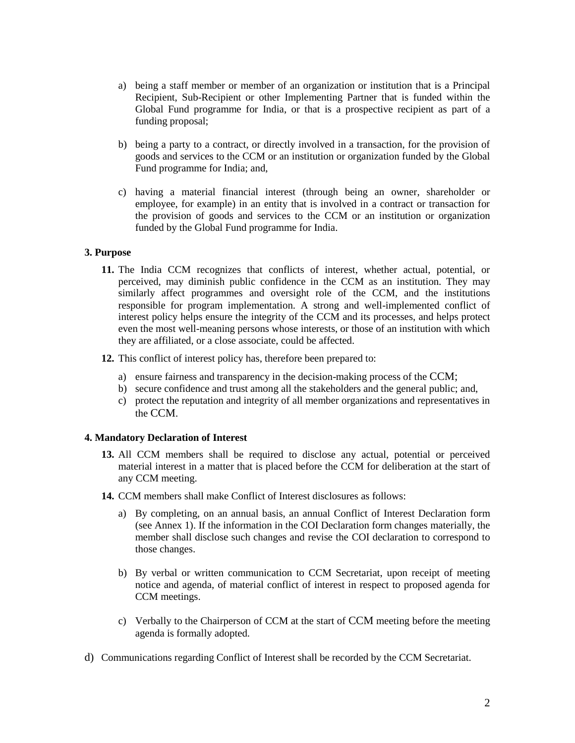a) being a staff member or member of an organization or institution that is a Principal Recipient, Sub-Recipient or other Implementing Partner that is funded within the Global Fund programme for India, or that is a prospective recipient as part of a funding proposal;

b) being a party to a contract, or directly involved in a transaction, for the provision of goods and services to the CCM or an institution or organization funded by the Global Fund programme for India; and,

c) having a material financial interest (through being an owner, shareholder or employee, for example) in an entity that is involved in a contract or transaction for the provision of goods and services to the CCM or an institution or organization funded by the Global Fund programme for India.

**3. Purpose**

**11.** The India CCM recognizes that conflicts of interest, whether actual, potential, or perceived, may diminish public confidence in the CCM as an institution. They may similarly affect programmes and oversight role of the CCM, and the institutions responsible for program implementation. A strong and well-implemented conflict of interest policy helps ensure the integrity of the CCM and its processes, and helps protect even the most well-meaning persons whose interests, or those of an institution with which they are affiliated, or a close associate, could be affected.

**12.** This conflict of interest policy has, therefore been prepared to:

a) ensure fairness and transparency in the decision-making process of the CCM;
b) secure confidence and trust among all the stakeholders and the general public; and,
c) protect the reputation and integrity of all member organizations and representatives in the CCM.

**4. Mandatory Declaration of Interest**

**13.** All CCM members shall be required to disclose any actual, potential or perceived material interest in a matter that is placed before the CCM for deliberation at the start of any CCM meeting.

**14.** CCM members shall make Conflict of Interest disclosures as follows:

a) By completing, on an annual basis, an annual Conflict of Interest Declaration form (see Annex 1). If the information in the COI Declaration form changes materially, the member shall disclose such changes and revise the COI declaration to correspond to those changes.

b) By verbal or written communication to CCM Secretariat, upon receipt of meeting notice and agenda, of material conflict of interest in respect to proposed agenda for CCM meetings.

c) Verbally to the Chairperson of CCM at the start of CCM meeting before the meeting agenda is formally adopted.

d) Communications regarding Conflict of Interest shall be recorded by the CCM Secretariat.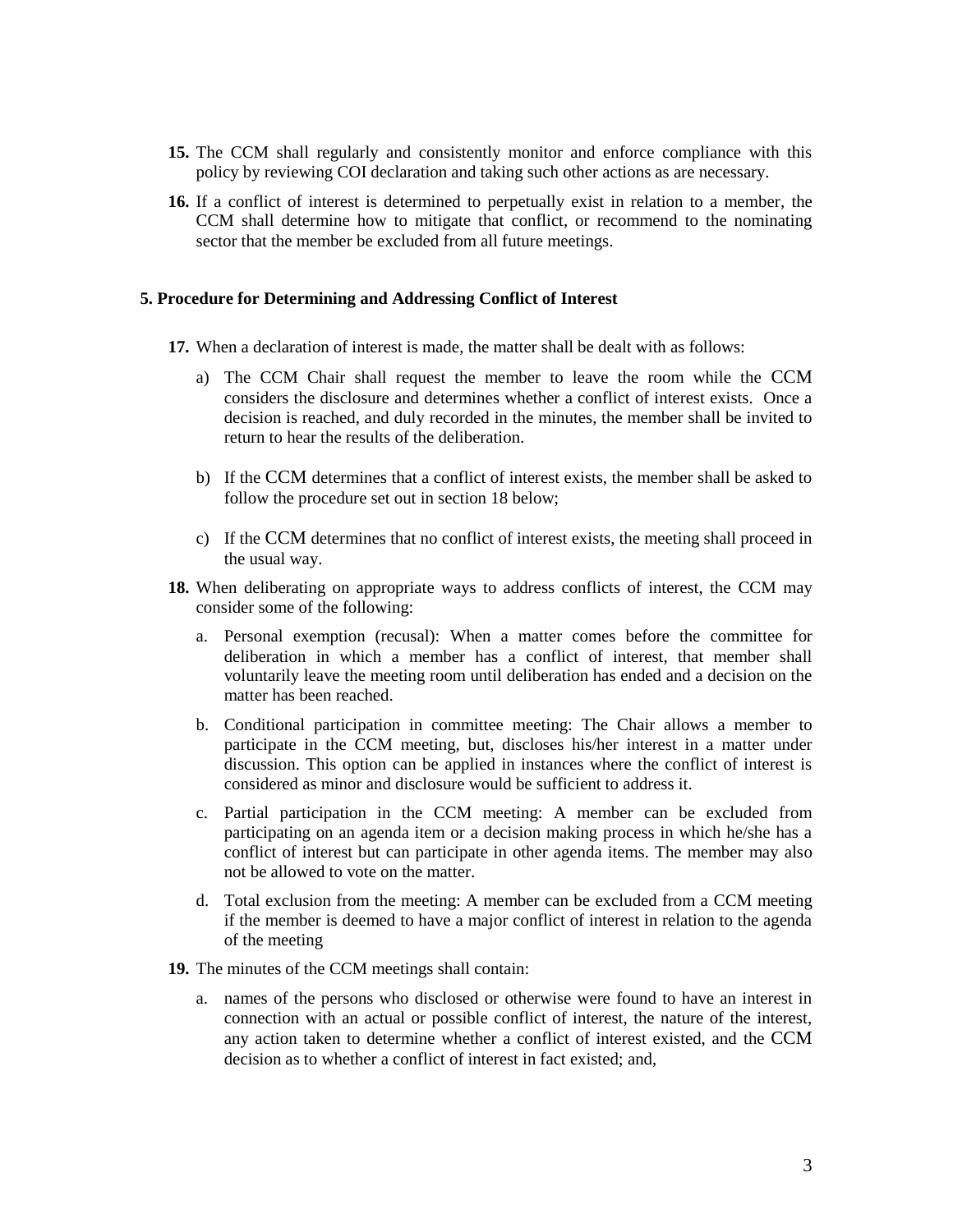**15.** The CCM shall regularly and consistently monitor and enforce compliance with this policy by reviewing COI declaration and taking such other actions as are necessary.

**16.** If a conflict of interest is determined to perpetually exist in relation to a member, the CCM shall determine how to mitigate that conflict, or recommend to the nominating sector that the member be excluded from all future meetings.

## 5. Procedure for Determining and Addressing Conflict of Interest

**17.** When a declaration of interest is made, the matter shall be dealt with as follows:

a) The CCM Chair shall request the member to leave the room while the CCM considers the disclosure and determines whether a conflict of interest exists. Once a decision is reached, and duly recorded in the minutes, the member shall be invited to return to hear the results of the deliberation.

b) If the CCM determines that a conflict of interest exists, the member shall be asked to follow the procedure set out in section 18 below;

c) If the CCM determines that no conflict of interest exists, the meeting shall proceed in the usual way.

**18.** When deliberating on appropriate ways to address conflicts of interest, the CCM may consider some of the following:

a. Personal exemption (recusal): When a matter comes before the committee for deliberation in which a member has a conflict of interest, that member shall voluntarily leave the meeting room until deliberation has ended and a decision on the matter has been reached.

b. Conditional participation in committee meeting: The Chair allows a member to participate in the CCM meeting, but, discloses his/her interest in a matter under discussion. This option can be applied in instances where the conflict of interest is considered as minor and disclosure would be sufficient to address it.

c. Partial participation in the CCM meeting: A member can be excluded from participating on an agenda item or a decision making process in which he/she has a conflict of interest but can participate in other agenda items. The member may also not be allowed to vote on the matter.

d. Total exclusion from the meeting: A member can be excluded from a CCM meeting if the member is deemed to have a major conflict of interest in relation to the agenda of the meeting

**19.** The minutes of the CCM meetings shall contain:

a. names of the persons who disclosed or otherwise were found to have an interest in connection with an actual or possible conflict of interest, the nature of the interest, any action taken to determine whether a conflict of interest existed, and the CCM decision as to whether a conflict of interest in fact existed; and,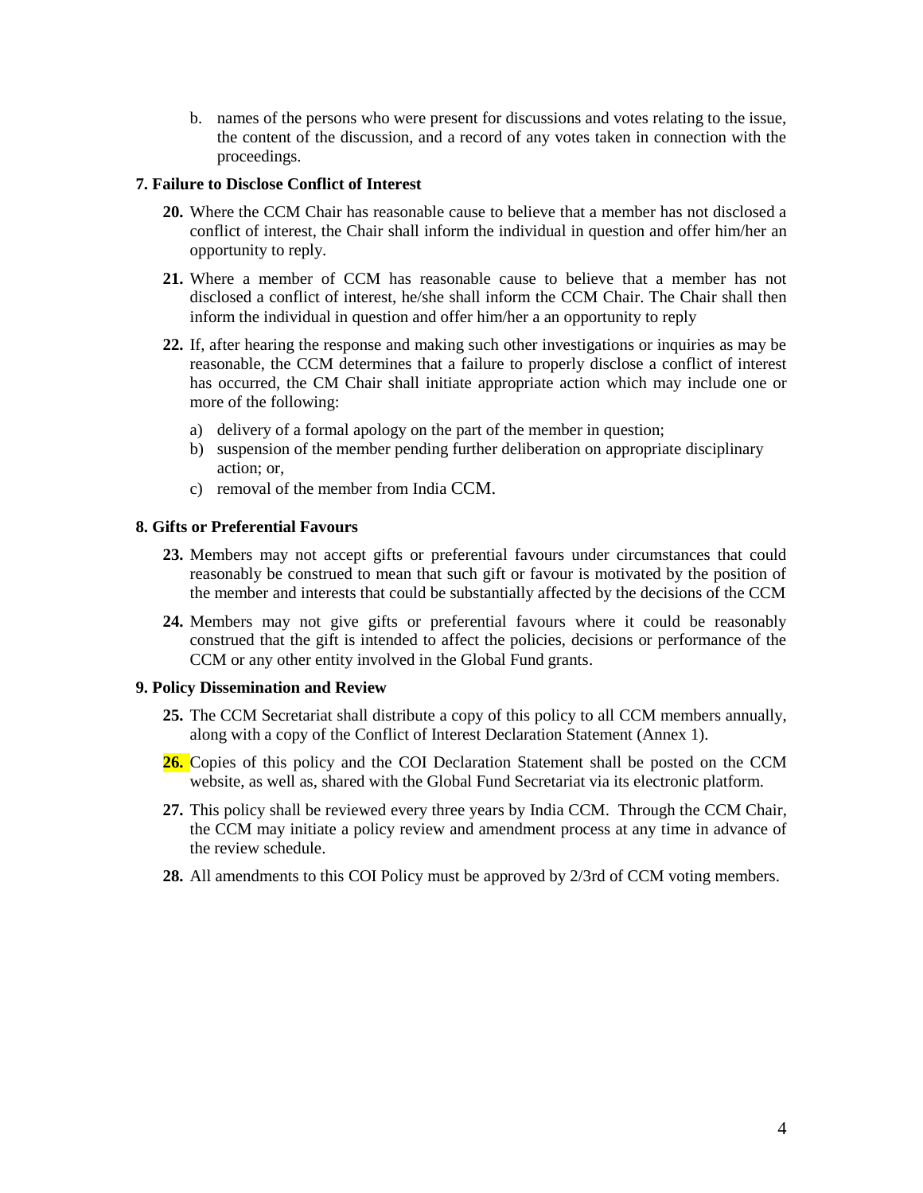b. names of the persons who were present for discussions and votes relating to the issue, the content of the discussion, and a record of any votes taken in connection with the proceedings.

**7. Failure to Disclose Conflict of Interest**

**20.** Where the CCM Chair has reasonable cause to believe that a member has not disclosed a conflict of interest, the Chair shall inform the individual in question and offer him/her an opportunity to reply.

**21.** Where a member of CCM has reasonable cause to believe that a member has not disclosed a conflict of interest, he/she shall inform the CCM Chair. The Chair shall then inform the individual in question and offer him/her a an opportunity to reply

**22.** If, after hearing the response and making such other investigations or inquiries as may be reasonable, the CCM determines that a failure to properly disclose a conflict of interest has occurred, the CM Chair shall initiate appropriate action which may include one or more of the following:

a) delivery of a formal apology on the part of the member in question;
b) suspension of the member pending further deliberation on appropriate disciplinary action; or,
c) removal of the member from India CCM.

**8. Gifts or Preferential Favours**

**23.** Members may not accept gifts or preferential favours under circumstances that could reasonably be construed to mean that such gift or favour is motivated by the position of the member and interests that could be substantially affected by the decisions of the CCM

**24.** Members may not give gifts or preferential favours where it could be reasonably construed that the gift is intended to affect the policies, decisions or performance of the CCM or any other entity involved in the Global Fund grants.

**9. Policy Dissemination and Review**

**25.** The CCM Secretariat shall distribute a copy of this policy to all CCM members annually, along with a copy of the Conflict of Interest Declaration Statement (Annex 1).

**26.** Copies of this policy and the COI Declaration Statement shall be posted on the CCM website, as well as, shared with the Global Fund Secretariat via its electronic platform.

**27.** This policy shall be reviewed every three years by India CCM. Through the CCM Chair, the CCM may initiate a policy review and amendment process at any time in advance of the review schedule.

**28.** All amendments to this COI Policy must be approved by 2/3rd of CCM voting members.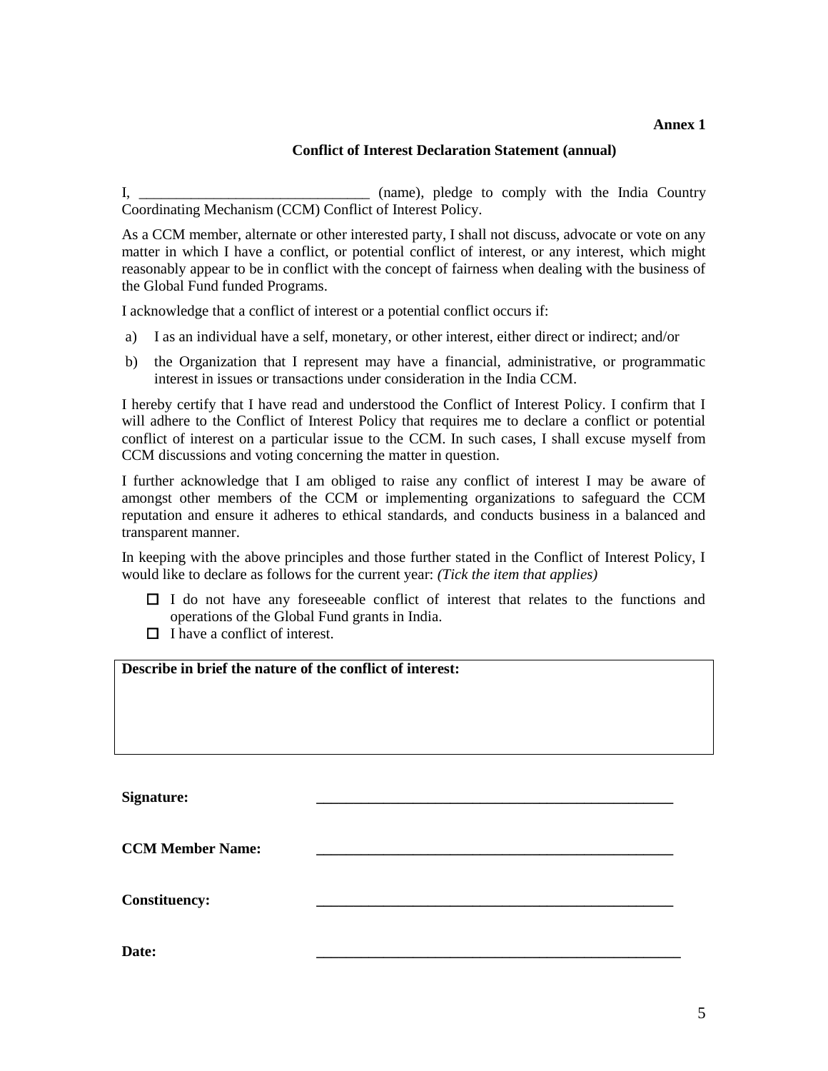**Annex 1**

**Conflict of Interest Declaration Statement (annual)**

I, _______________________________ (name), pledge to comply with the India Country Coordinating Mechanism (CCM) Conflict of Interest Policy.

As a CCM member, alternate or other interested party, I shall not discuss, advocate or vote on any matter in which I have a conflict, or potential conflict of interest, or any interest, which might reasonably appear to be in conflict with the concept of fairness when dealing with the business of the Global Fund funded Programs.

I acknowledge that a conflict of interest or a potential conflict occurs if:

a) I as an individual have a self, monetary, or other interest, either direct or indirect; and/or

b) the Organization that I represent may have a financial, administrative, or programmatic interest in issues or transactions under consideration in the India CCM.

I hereby certify that I have read and understood the Conflict of Interest Policy. I confirm that I will adhere to the Conflict of Interest Policy that requires me to declare a conflict or potential conflict of interest on a particular issue to the CCM. In such cases, I shall excuse myself from CCM discussions and voting concerning the matter in question.

I further acknowledge that I am obliged to raise any conflict of interest I may be aware of amongst other members of the CCM or implementing organizations to safeguard the CCM reputation and ensure it adheres to ethical standards, and conducts business in a balanced and transparent manner.

In keeping with the above principles and those further stated in the Conflict of Interest Policy, I would like to declare as follows for the current year: *(Tick the item that applies)*

- ☐ I do not have any foreseeable conflict of interest that relates to the functions and operations of the Global Fund grants in India.
- ☐ I have a conflict of interest.

| **Describe in brief the nature of the conflict of interest:** |
| --- |
| |

**Signature:** ___________________________________________________

**CCM Member Name:** ___________________________________________________

**Constituency:** ___________________________________________________

**Date:** ___________________________________________________